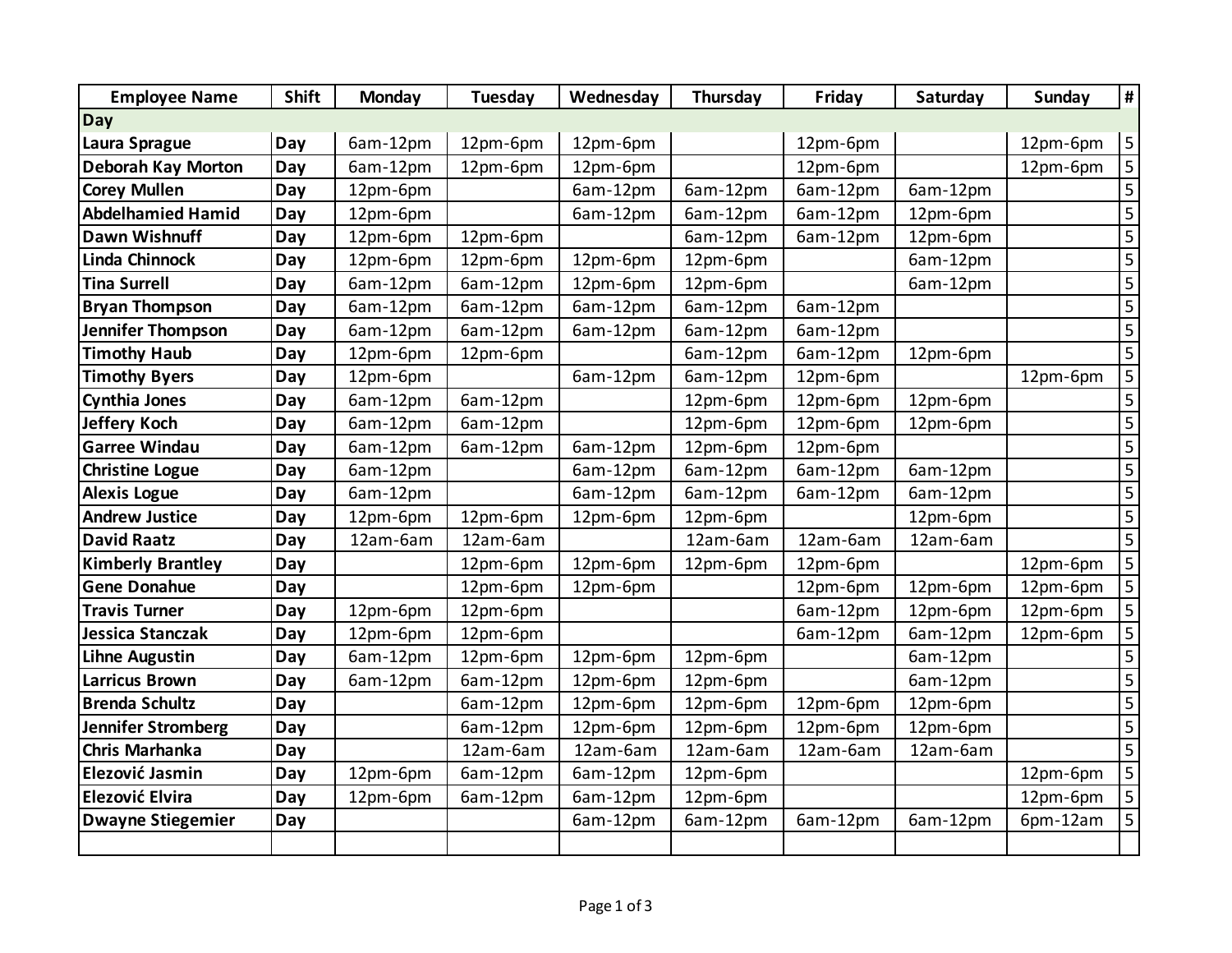| Employee Name | Shift | Monday | Tuesday | Wednesday | Thursday | Friday | Saturday | Sunday | # |
|---|---|---|---|---|---|---|---|---|---|
| **Day** | | | | | | | | | |
| **Laura Sprague** | **Day** | 6am-12pm | 12pm-6pm | 12pm-6pm | | 12pm-6pm | | 12pm-6pm | 5 |
| **Deborah Kay Morton** | **Day** | 6am-12pm | 12pm-6pm | 12pm-6pm | | 12pm-6pm | | 12pm-6pm | 5 |
| **Corey Mullen** | **Day** | 12pm-6pm | | 6am-12pm | 6am-12pm | 6am-12pm | 6am-12pm | | 5 |
| **Abdelhamied Hamid** | **Day** | 12pm-6pm | | 6am-12pm | 6am-12pm | 6am-12pm | 12pm-6pm | | 5 |
| **Dawn Wishnuff** | **Day** | 12pm-6pm | 12pm-6pm | | 6am-12pm | 6am-12pm | 12pm-6pm | | 5 |
| **Linda Chinnock** | **Day** | 12pm-6pm | 12pm-6pm | 12pm-6pm | 12pm-6pm | | 6am-12pm | | 5 |
| **Tina Surrell** | **Day** | 6am-12pm | 6am-12pm | 12pm-6pm | 12pm-6pm | | 6am-12pm | | 5 |
| **Bryan Thompson** | **Day** | 6am-12pm | 6am-12pm | 6am-12pm | 6am-12pm | 6am-12pm | | | 5 |
| **Jennifer Thompson** | **Day** | 6am-12pm | 6am-12pm | 6am-12pm | 6am-12pm | 6am-12pm | | | 5 |
| **Timothy Haub** | **Day** | 12pm-6pm | 12pm-6pm | | 6am-12pm | 6am-12pm | 12pm-6pm | | 5 |
| **Timothy Byers** | **Day** | 12pm-6pm | | 6am-12pm | 6am-12pm | 12pm-6pm | | 12pm-6pm | 5 |
| **Cynthia Jones** | **Day** | 6am-12pm | 6am-12pm | | 12pm-6pm | 12pm-6pm | 12pm-6pm | | 5 |
| **Jeffery Koch** | **Day** | 6am-12pm | 6am-12pm | | 12pm-6pm | 12pm-6pm | 12pm-6pm | | 5 |
| **Garree Windau** | **Day** | 6am-12pm | 6am-12pm | 6am-12pm | 12pm-6pm | 12pm-6pm | | | 5 |
| **Christine Logue** | **Day** | 6am-12pm | | 6am-12pm | 6am-12pm | 6am-12pm | 6am-12pm | | 5 |
| **Alexis Logue** | **Day** | 6am-12pm | | 6am-12pm | 6am-12pm | 6am-12pm | 6am-12pm | | 5 |
| **Andrew Justice** | **Day** | 12pm-6pm | 12pm-6pm | 12pm-6pm | 12pm-6pm | | 12pm-6pm | | 5 |
| **David Raatz** | **Day** | 12am-6am | 12am-6am | | 12am-6am | 12am-6am | 12am-6am | | 5 |
| **Kimberly Brantley** | **Day** | | 12pm-6pm | 12pm-6pm | 12pm-6pm | 12pm-6pm | | 12pm-6pm | 5 |
| **Gene Donahue** | **Day** | | 12pm-6pm | 12pm-6pm | | 12pm-6pm | 12pm-6pm | 12pm-6pm | 5 |
| **Travis Turner** | **Day** | 12pm-6pm | 12pm-6pm | | | 6am-12pm | 12pm-6pm | 12pm-6pm | 5 |
| **Jessica Stanczak** | **Day** | 12pm-6pm | 12pm-6pm | | | 6am-12pm | 6am-12pm | 12pm-6pm | 5 |
| **Lihne Augustin** | **Day** | 6am-12pm | 12pm-6pm | 12pm-6pm | 12pm-6pm | | 6am-12pm | | 5 |
| **Larricus Brown** | **Day** | 6am-12pm | 6am-12pm | 12pm-6pm | 12pm-6pm | | 6am-12pm | | 5 |
| **Brenda Schultz** | **Day** | | 6am-12pm | 12pm-6pm | 12pm-6pm | 12pm-6pm | 12pm-6pm | | 5 |
| **Jennifer Stromberg** | **Day** | | 6am-12pm | 12pm-6pm | 12pm-6pm | 12pm-6pm | 12pm-6pm | | 5 |
| **Chris Marhanka** | **Day** | | 12am-6am | 12am-6am | 12am-6am | 12am-6am | 12am-6am | | 5 |
| **Elezović Jasmin** | **Day** | 12pm-6pm | 6am-12pm | 6am-12pm | 12pm-6pm | | | 12pm-6pm | 5 |
| **Elezović Elvira** | **Day** | 12pm-6pm | 6am-12pm | 6am-12pm | 12pm-6pm | | | 12pm-6pm | 5 |
| **Dwayne Stiegemier** | **Day** | | | 6am-12pm | 6am-12pm | 6am-12pm | 6am-12pm | 6pm-12am | 5 |
| | | | | | | | | | |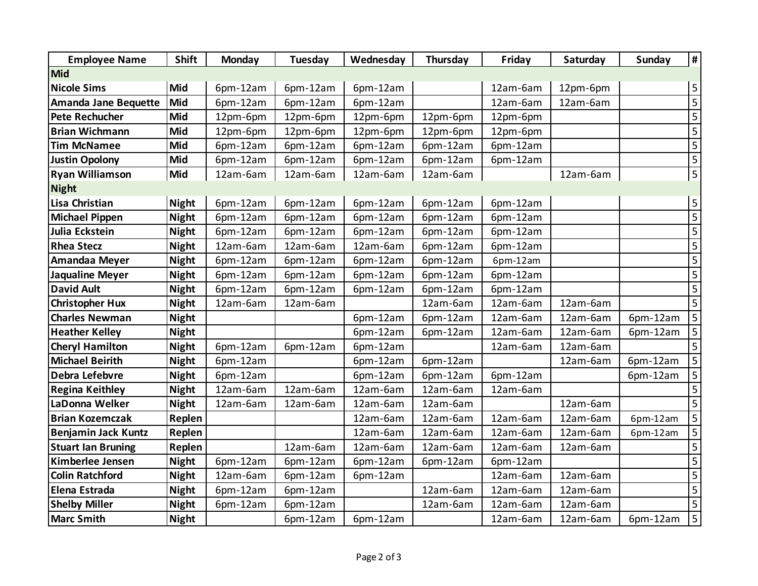| Employee Name | Shift | Monday | Tuesday | Wednesday | Thursday | Friday | Saturday | Sunday | # |
|---|---|---|---|---|---|---|---|---|---|
| **Mid** | | | | | | | | | |
| **Nicole Sims** | **Mid** | 6pm-12am | 6pm-12am | 6pm-12am | | 12am-6am | 12pm-6pm | | 5 |
| **Amanda Jane Bequette** | **Mid** | 6pm-12am | 6pm-12am | 6pm-12am | | 12am-6am | 12am-6am | | 5 |
| **Pete Rechucher** | **Mid** | 12pm-6pm | 12pm-6pm | 12pm-6pm | 12pm-6pm | 12pm-6pm | | | 5 |
| **Brian Wichmann** | **Mid** | 12pm-6pm | 12pm-6pm | 12pm-6pm | 12pm-6pm | 12pm-6pm | | | 5 |
| **Tim McNamee** | **Mid** | 6pm-12am | 6pm-12am | 6pm-12am | 6pm-12am | 6pm-12am | | | 5 |
| **Justin Opolony** | **Mid** | 6pm-12am | 6pm-12am | 6pm-12am | 6pm-12am | 6pm-12am | | | 5 |
| **Ryan Williamson** | **Mid** | 12am-6am | 12am-6am | 12am-6am | 12am-6am | | 12am-6am | | 5 |
| **Night** | | | | | | | | | |
| **Lisa Christian** | **Night** | 6pm-12am | 6pm-12am | 6pm-12am | 6pm-12am | 6pm-12am | | | 5 |
| **Michael Pippen** | **Night** | 6pm-12am | 6pm-12am | 6pm-12am | 6pm-12am | 6pm-12am | | | 5 |
| **Julia Eckstein** | **Night** | 6pm-12am | 6pm-12am | 6pm-12am | 6pm-12am | 6pm-12am | | | 5 |
| **Rhea Stecz** | **Night** | 12am-6am | 12am-6am | 12am-6am | 6pm-12am | 6pm-12am | | | 5 |
| **Amandaa Meyer** | **Night** | 6pm-12am | 6pm-12am | 6pm-12am | 6pm-12am | 6pm-12am | | | 5 |
| **Jaqualine Meyer** | **Night** | 6pm-12am | 6pm-12am | 6pm-12am | 6pm-12am | 6pm-12am | | | 5 |
| **David Ault** | **Night** | 6pm-12am | 6pm-12am | 6pm-12am | 6pm-12am | 6pm-12am | | | 5 |
| **Christopher Hux** | **Night** | 12am-6am | 12am-6am | | 12am-6am | 12am-6am | 12am-6am | | 5 |
| **Charles Newman** | **Night** | | | 6pm-12am | 6pm-12am | 12am-6am | 12am-6am | 6pm-12am | 5 |
| **Heather Kelley** | **Night** | | | 6pm-12am | 6pm-12am | 12am-6am | 12am-6am | 6pm-12am | 5 |
| **Cheryl Hamilton** | **Night** | 6pm-12am | 6pm-12am | 6pm-12am | | 12am-6am | 12am-6am | | 5 |
| **Michael Beirith** | **Night** | 6pm-12am | | 6pm-12am | 6pm-12am | | 12am-6am | 6pm-12am | 5 |
| **Debra Lefebvre** | **Night** | 6pm-12am | | 6pm-12am | 6pm-12am | 6pm-12am | | 6pm-12am | 5 |
| **Regina Keithley** | **Night** | 12am-6am | 12am-6am | 12am-6am | 12am-6am | 12am-6am | | | 5 |
| **LaDonna Welker** | **Night** | 12am-6am | 12am-6am | 12am-6am | 12am-6am | | 12am-6am | | 5 |
| **Brian Kozemczak** | **Replen** | | | 12am-6am | 12am-6am | 12am-6am | 12am-6am | 6pm-12am | 5 |
| **Benjamin Jack Kuntz** | **Replen** | | | 12am-6am | 12am-6am | 12am-6am | 12am-6am | 6pm-12am | 5 |
| **Stuart Ian Bruning** | **Replen** | | 12am-6am | 12am-6am | 12am-6am | 12am-6am | 12am-6am | | 5 |
| **Kimberlee Jensen** | **Night** | 6pm-12am | 6pm-12am | 6pm-12am | 6pm-12am | 6pm-12am | | | 5 |
| **Colin Ratchford** | **Night** | 12am-6am | 6pm-12am | 6pm-12am | | 12am-6am | 12am-6am | | 5 |
| **Elena Estrada** | **Night** | 6pm-12am | 6pm-12am | | 12am-6am | 12am-6am | 12am-6am | | 5 |
| **Shelby Miller** | **Night** | 6pm-12am | 6pm-12am | | 12am-6am | 12am-6am | 12am-6am | | 5 |
| **Marc Smith** | **Night** | | 6pm-12am | 6pm-12am | | 12am-6am | 12am-6am | 6pm-12am | 5 |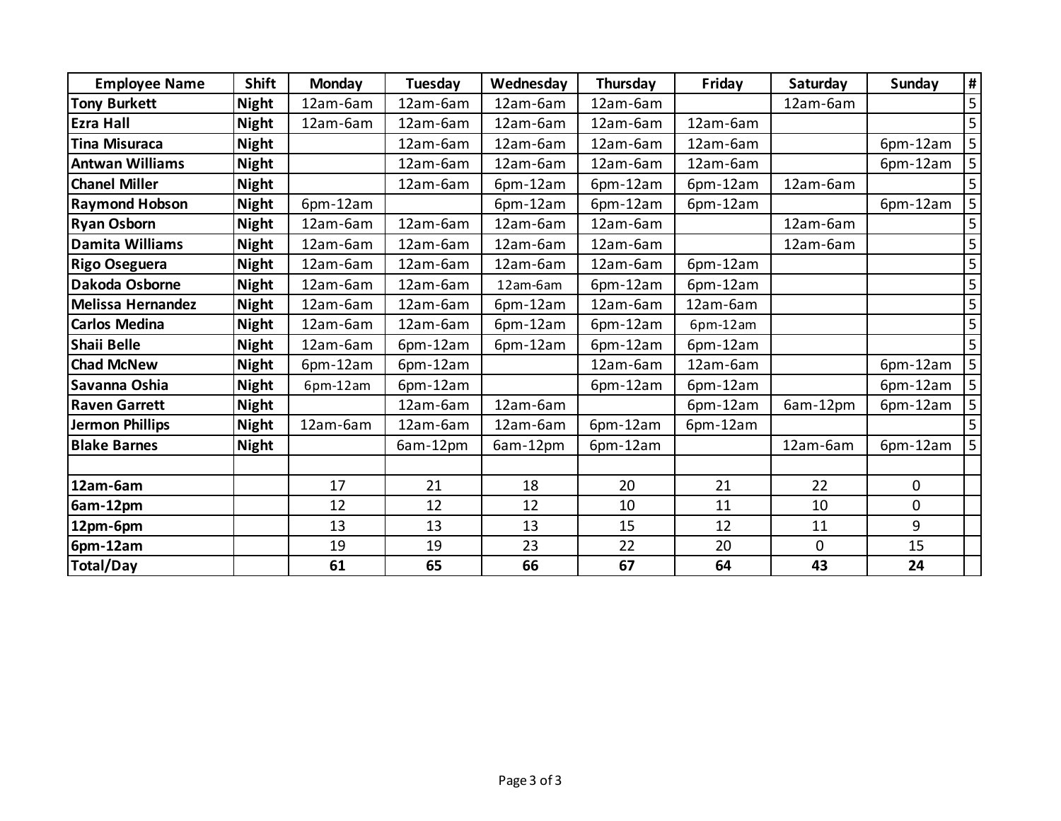| Employee Name | Shift | Monday | Tuesday | Wednesday | Thursday | Friday | Saturday | Sunday | # |
|---|---|---|---|---|---|---|---|---|---|
| **Tony Burkett** | **Night** | 12am-6am | 12am-6am | 12am-6am | 12am-6am | | 12am-6am | | 5 |
| **Ezra Hall** | **Night** | 12am-6am | 12am-6am | 12am-6am | 12am-6am | 12am-6am | | | 5 |
| **Tina Misuraca** | **Night** | | 12am-6am | 12am-6am | 12am-6am | 12am-6am | | 6pm-12am | 5 |
| **Antwan Williams** | **Night** | | 12am-6am | 12am-6am | 12am-6am | 12am-6am | | 6pm-12am | 5 |
| **Chanel Miller** | **Night** | | 12am-6am | 6pm-12am | 6pm-12am | 6pm-12am | 12am-6am | | 5 |
| **Raymond Hobson** | **Night** | 6pm-12am | | 6pm-12am | 6pm-12am | 6pm-12am | | 6pm-12am | 5 |
| **Ryan Osborn** | **Night** | 12am-6am | 12am-6am | 12am-6am | 12am-6am | | 12am-6am | | 5 |
| **Damita Williams** | **Night** | 12am-6am | 12am-6am | 12am-6am | 12am-6am | | 12am-6am | | 5 |
| **Rigo Oseguera** | **Night** | 12am-6am | 12am-6am | 12am-6am | 12am-6am | 6pm-12am | | | 5 |
| **Dakoda Osborne** | **Night** | 12am-6am | 12am-6am | 12am-6am | 6pm-12am | 6pm-12am | | | 5 |
| **Melissa Hernandez** | **Night** | 12am-6am | 12am-6am | 6pm-12am | 12am-6am | 12am-6am | | | 5 |
| **Carlos Medina** | **Night** | 12am-6am | 12am-6am | 6pm-12am | 6pm-12am | 6pm-12am | | | 5 |
| **Shaii Belle** | **Night** | 12am-6am | 6pm-12am | 6pm-12am | 6pm-12am | 6pm-12am | | | 5 |
| **Chad McNew** | **Night** | 6pm-12am | 6pm-12am | | 12am-6am | 12am-6am | | 6pm-12am | 5 |
| **Savanna Oshia** | **Night** | 6pm-12am | 6pm-12am | | 6pm-12am | 6pm-12am | | 6pm-12am | 5 |
| **Raven Garrett** | **Night** | | 12am-6am | 12am-6am | | 6pm-12am | 6am-12pm | 6pm-12am | 5 |
| **Jermon Phillips** | **Night** | 12am-6am | 12am-6am | 12am-6am | 6pm-12am | 6pm-12am | | | 5 |
| **Blake Barnes** | **Night** | | 6am-12pm | 6am-12pm | 6pm-12am | | 12am-6am | 6pm-12am | 5 |
| | | | | | | | | | |
| **12am-6am** | | 17 | 21 | 18 | 20 | 21 | 22 | 0 | |
| **6am-12pm** | | 12 | 12 | 12 | 10 | 11 | 10 | 0 | |
| **12pm-6pm** | | 13 | 13 | 13 | 15 | 12 | 11 | 9 | |
| **6pm-12am** | | 19 | 19 | 23 | 22 | 20 | 0 | 15 | |
| **Total/Day** | | **61** | **65** | **66** | **67** | **64** | **43** | **24** | |